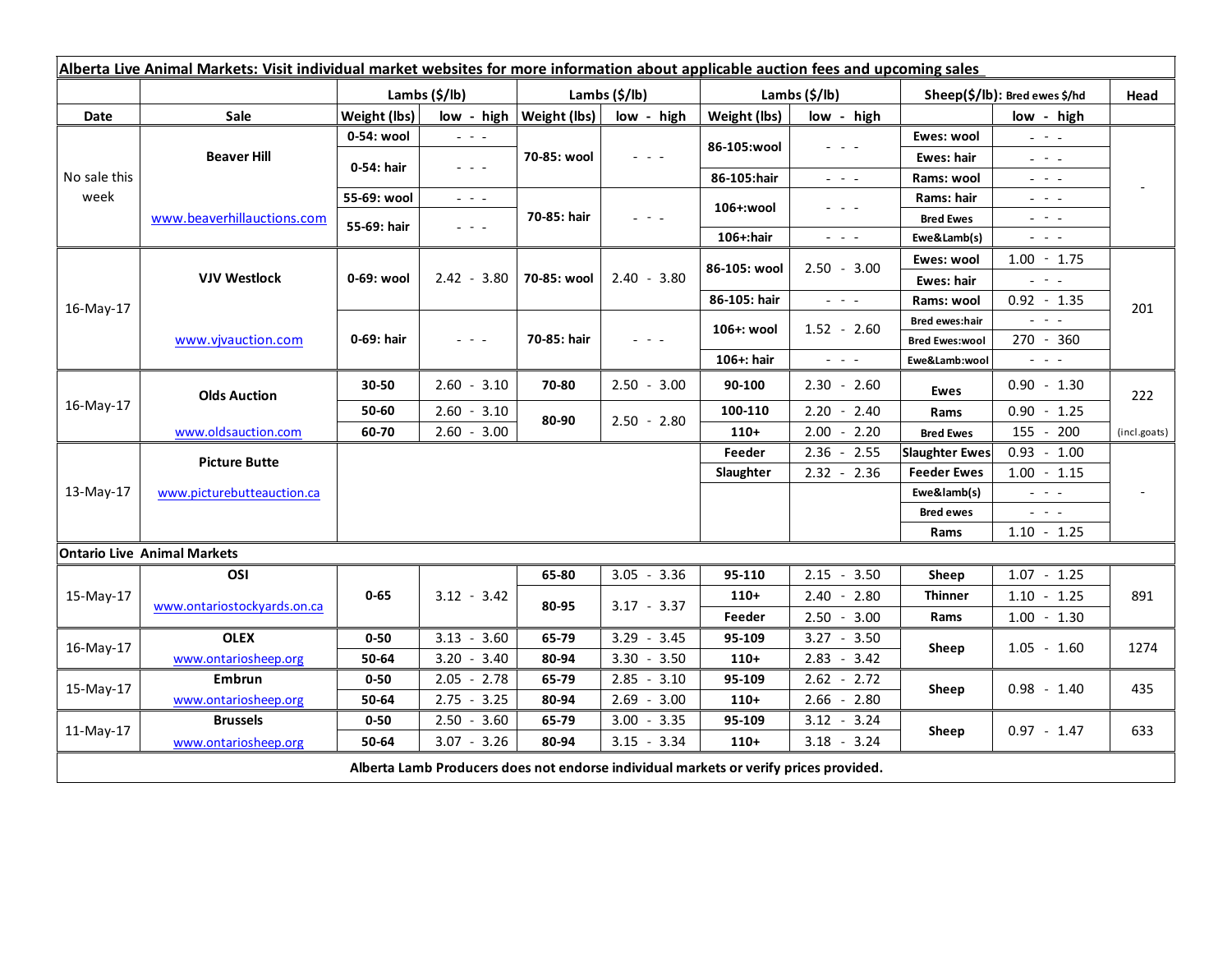**Alberta Live Animal Markets: Visit individual market websites for more information about applicable auction fees and upcoming sales**

| Date | Sale | Lambs ($/lb) Weight (lbs) | low - high | Lambs ($/lb) Weight (lbs) | low - high | Lambs ($/lb) Weight (lbs) | low - high | Sheep($/lb): Bred ewes $/hd | low - high | Head |
|---|---|---|---|---|---|---|---|---|---|---|
| No sale this week | Beaver Hill www.beaverhillauctions.com | 0-54: wool | - - - | 70-85: wool | - - - | 86-105:wool | - - - | Ewes: wool | - - - | - |
| | | 0-54: hair | - - - | | | | | Ewes: hair | - - - | |
| | | | | | | 86-105:hair | - - - | Rams: wool | - - - | |
| | | 55-69: wool | - - - | 70-85: hair | - - - | 106+:wool | - - - | Rams: hair | - - - | |
| | | 55-69: hair | - - - | | | | | Bred Ewes | - - - | |
| | | | | | | 106+:hair | - - - | Ewe&Lamb(s) | - - - | |
| 16-May-17 | VJV Westlock www.vjvauction.com | 0-69: wool | 2.42 - 3.80 | 70-85: wool | 2.40 - 3.80 | 86-105: wool | 2.50 - 3.00 | Ewes: wool | 1.00 - 1.75 | 201 |
| | | | | | | | | Ewes: hair | - - - | |
| | | | | | | 86-105: hair | - - - | Rams: wool | 0.92 - 1.35 | |
| | | 0-69: hair | - - - | 70-85: hair | - - - | 106+: wool | 1.52 - 2.60 | Bred ewes:hair | - - - | |
| | | | | | | | | Bred Ewes:wool | 270 - 360 | |
| | | | | | | 106+: hair | - - - | Ewe&Lamb:wool | - - - | |
| 16-May-17 | Olds Auction www.oldsauction.com | 30-50 | 2.60 - 3.10 | 70-80 | 2.50 - 3.00 | 90-100 | 2.30 - 2.60 | Ewes | 0.90 - 1.30 | 222 (incl.goats) |
| | | 50-60 | 2.60 - 3.10 | 80-90 | 2.50 - 2.80 | 100-110 | 2.20 - 2.40 | Rams | 0.90 - 1.25 | |
| | | 60-70 | 2.60 - 3.00 | | | 110+ | 2.00 - 2.20 | Bred Ewes | 155 - 200 | |
| 13-May-17 | Picture Butte www.picturebutteauction.ca | | | | | Feeder | 2.36 - 2.55 | Slaughter Ewes | 0.93 - 1.00 | - |
| | | | | | | Slaughter | 2.32 - 2.36 | Feeder Ewes | 1.00 - 1.15 | |
| | | | | | | | | Ewe&lamb(s) | - - - | |
| | | | | | | | | Bred ewes | - - - | |
| | | | | | | | | Rams | 1.10 - 1.25 | |
| **Ontario Live Animal Markets** | | | | | | | | | | |
| 15-May-17 | OSI www.ontariostockyards.on.ca | 0-65 | 3.12 - 3.42 | 65-80 | 3.05 - 3.36 | 95-110 | 2.15 - 3.50 | Sheep | 1.07 - 1.25 | 891 |
| | | | | 80-95 | 3.17 - 3.37 | 110+ | 2.40 - 2.80 | Thinner | 1.10 - 1.25 | |
| | | | | | | Feeder | 2.50 - 3.00 | Rams | 1.00 - 1.30 | |
| 16-May-17 | OLEX www.ontariosheep.org | 0-50 | 3.13 - 3.60 | 65-79 | 3.29 - 3.45 | 95-109 | 3.27 - 3.50 | Sheep | 1.05 - 1.60 | 1274 |
| | | 50-64 | 3.20 - 3.40 | 80-94 | 3.30 - 3.50 | 110+ | 2.83 - 3.42 | | | |
| 15-May-17 | Embrun www.ontariosheep.org | 0-50 | 2.05 - 2.78 | 65-79 | 2.85 - 3.10 | 95-109 | 2.62 - 2.72 | Sheep | 0.98 - 1.40 | 435 |
| | | 50-64 | 2.75 - 3.25 | 80-94 | 2.69 - 3.00 | 110+ | 2.66 - 2.80 | | | |
| 11-May-17 | Brussels www.ontariosheep.org | 0-50 | 2.50 - 3.60 | 65-79 | 3.00 - 3.35 | 95-109 | 3.12 - 3.24 | Sheep | 0.97 - 1.47 | 633 |
| | | 50-64 | 3.07 - 3.26 | 80-94 | 3.15 - 3.34 | 110+ | 3.18 - 3.24 | | | |

**Alberta Lamb Producers does not endorse individual markets or verify prices provided.**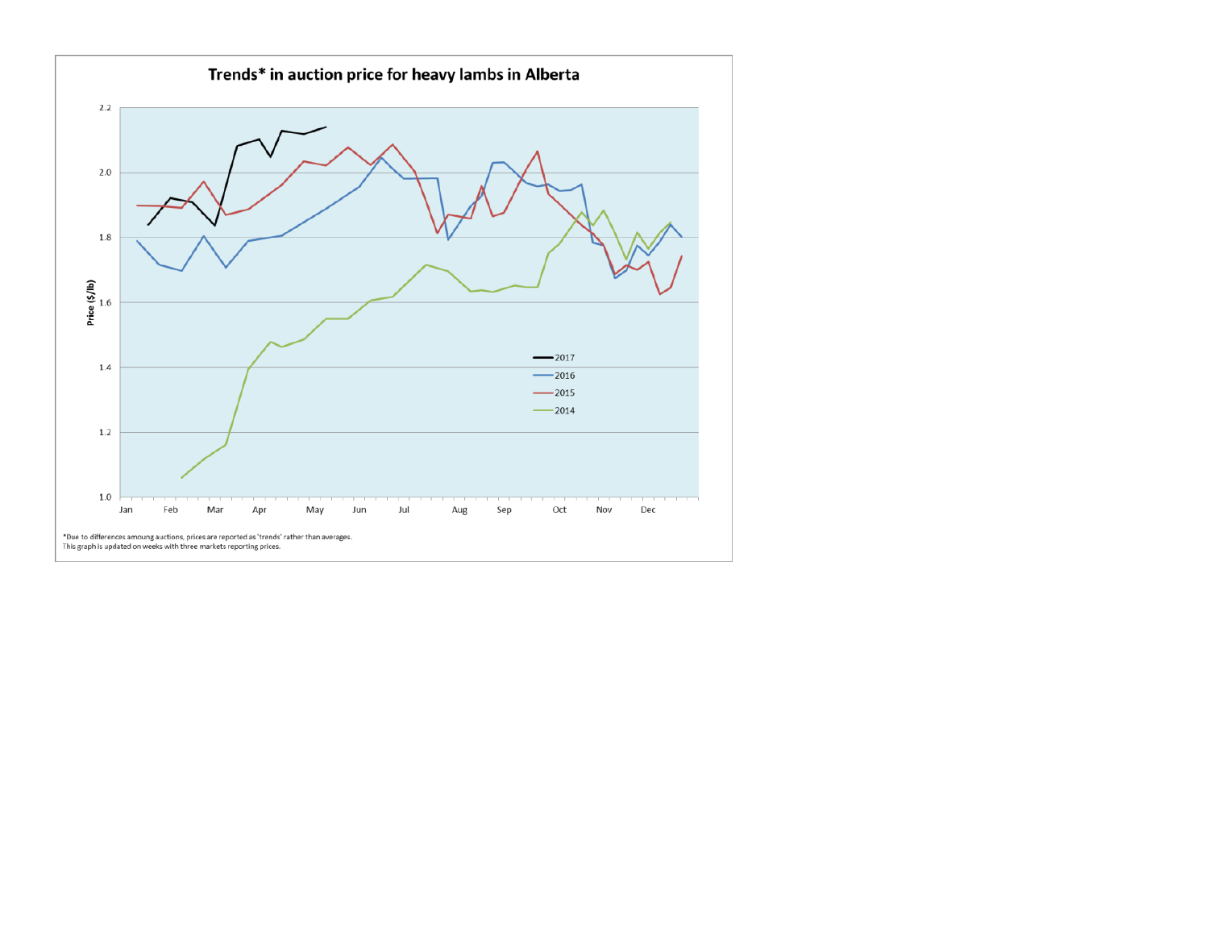**Trends* in auction price for heavy lambs in Alberta**

Price ($/lb)

2.2
2.0
1.8
1.6
1.4
1.2
1.0

Jan Feb Mar Apr May Jun Jul Aug Sep Oct Nov Dec

2017
2016
2015
2014

*Due to differences amoung auctions, prices are reported as 'trends' rather than averages.
This graph is updated on weeks with three markets reporting prices.